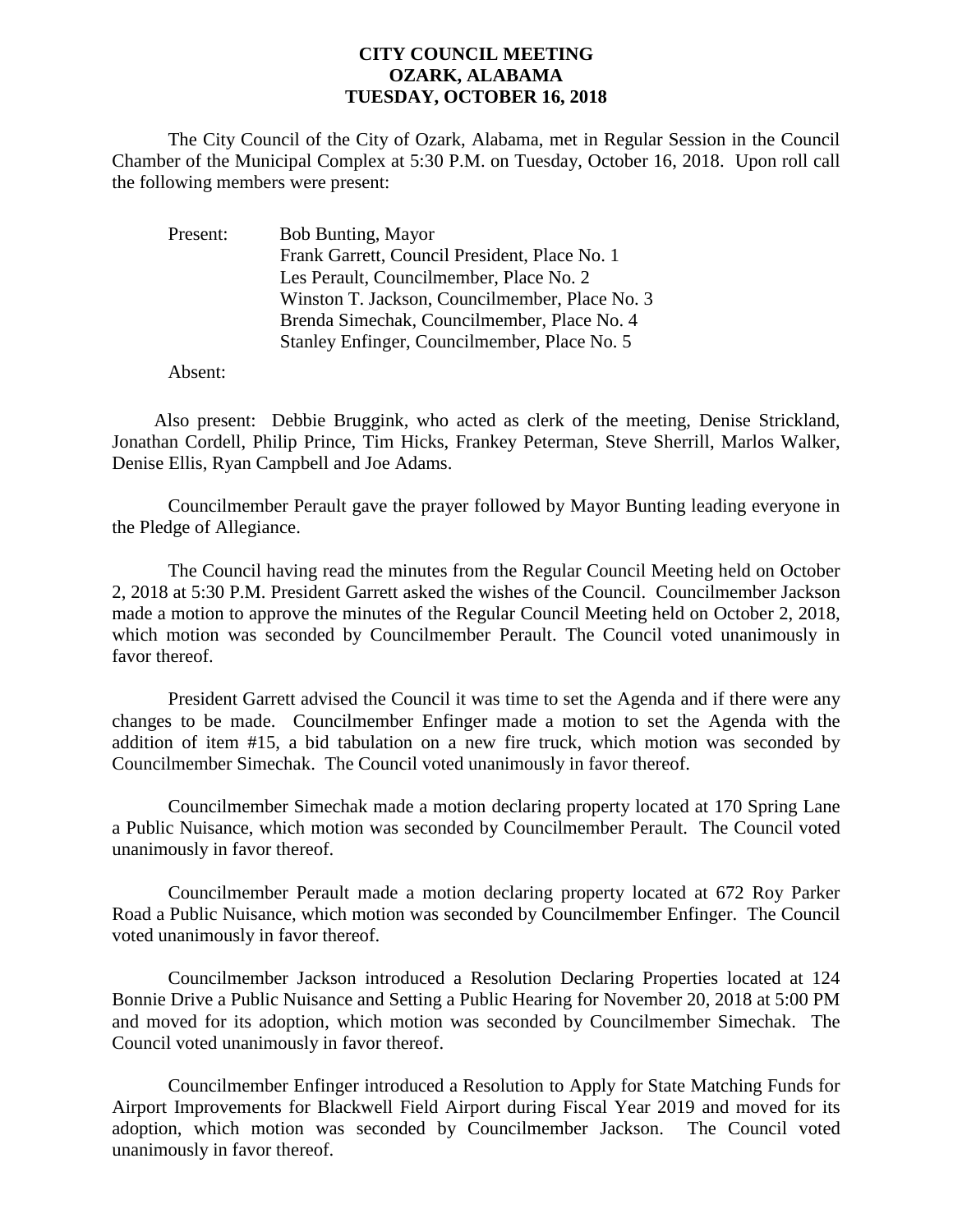**CITY COUNCIL MEETING**
**OZARK, ALABAMA**
**TUESDAY, OCTOBER 16, 2018**

The City Council of the City of Ozark, Alabama, met in Regular Session in the Council Chamber of the Municipal Complex at 5:30 P.M. on Tuesday, October 16, 2018. Upon roll call the following members were present:

Present: Bob Bunting, Mayor
Frank Garrett, Council President, Place No. 1
Les Perault, Councilmember, Place No. 2
Winston T. Jackson, Councilmember, Place No. 3
Brenda Simechak, Councilmember, Place No. 4
Stanley Enfinger, Councilmember, Place No. 5

Absent:

Also present: Debbie Bruggink, who acted as clerk of the meeting, Denise Strickland, Jonathan Cordell, Philip Prince, Tim Hicks, Frankey Peterman, Steve Sherrill, Marlos Walker, Denise Ellis, Ryan Campbell and Joe Adams.

Councilmember Perault gave the prayer followed by Mayor Bunting leading everyone in the Pledge of Allegiance.

The Council having read the minutes from the Regular Council Meeting held on October 2, 2018 at 5:30 P.M. President Garrett asked the wishes of the Council. Councilmember Jackson made a motion to approve the minutes of the Regular Council Meeting held on October 2, 2018, which motion was seconded by Councilmember Perault. The Council voted unanimously in favor thereof.

President Garrett advised the Council it was time to set the Agenda and if there were any changes to be made. Councilmember Enfinger made a motion to set the Agenda with the addition of item #15, a bid tabulation on a new fire truck, which motion was seconded by Councilmember Simechak. The Council voted unanimously in favor thereof.

Councilmember Simechak made a motion declaring property located at 170 Spring Lane a Public Nuisance, which motion was seconded by Councilmember Perault. The Council voted unanimously in favor thereof.

Councilmember Perault made a motion declaring property located at 672 Roy Parker Road a Public Nuisance, which motion was seconded by Councilmember Enfinger. The Council voted unanimously in favor thereof.

Councilmember Jackson introduced a Resolution Declaring Properties located at 124 Bonnie Drive a Public Nuisance and Setting a Public Hearing for November 20, 2018 at 5:00 PM and moved for its adoption, which motion was seconded by Councilmember Simechak. The Council voted unanimously in favor thereof.

Councilmember Enfinger introduced a Resolution to Apply for State Matching Funds for Airport Improvements for Blackwell Field Airport during Fiscal Year 2019 and moved for its adoption, which motion was seconded by Councilmember Jackson. The Council voted unanimously in favor thereof.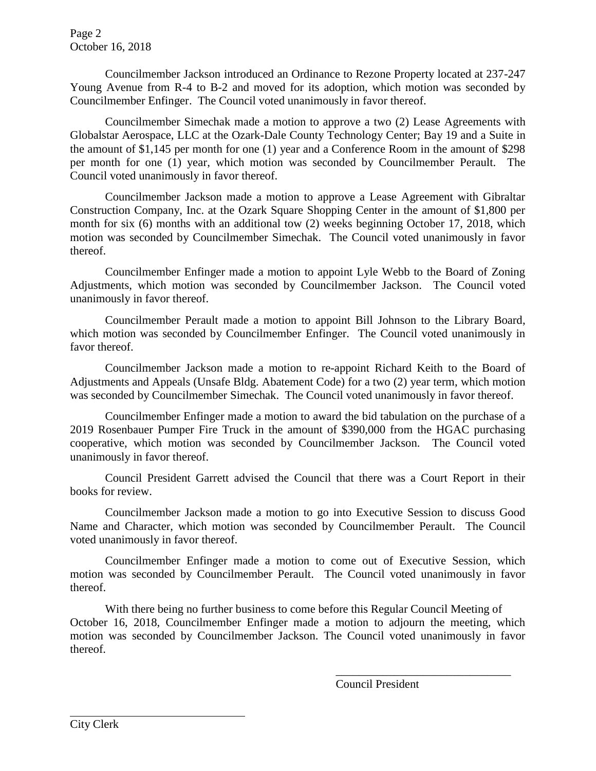Councilmember Jackson introduced an Ordinance to Rezone Property located at 237-247 Young Avenue from R-4 to B-2 and moved for its adoption, which motion was seconded by Councilmember Enfinger. The Council voted unanimously in favor thereof.

Councilmember Simechak made a motion to approve a two (2) Lease Agreements with Globalstar Aerospace, LLC at the Ozark-Dale County Technology Center; Bay 19 and a Suite in the amount of $1,145 per month for one (1) year and a Conference Room in the amount of $298 per month for one (1) year, which motion was seconded by Councilmember Perault. The Council voted unanimously in favor thereof.

Councilmember Jackson made a motion to approve a Lease Agreement with Gibraltar Construction Company, Inc. at the Ozark Square Shopping Center in the amount of $1,800 per month for six (6) months with an additional tow (2) weeks beginning October 17, 2018, which motion was seconded by Councilmember Simechak. The Council voted unanimously in favor thereof.

Councilmember Enfinger made a motion to appoint Lyle Webb to the Board of Zoning Adjustments, which motion was seconded by Councilmember Jackson. The Council voted unanimously in favor thereof.

Councilmember Perault made a motion to appoint Bill Johnson to the Library Board, which motion was seconded by Councilmember Enfinger. The Council voted unanimously in favor thereof.

Councilmember Jackson made a motion to re-appoint Richard Keith to the Board of Adjustments and Appeals (Unsafe Bldg. Abatement Code) for a two (2) year term, which motion was seconded by Councilmember Simechak. The Council voted unanimously in favor thereof.

Councilmember Enfinger made a motion to award the bid tabulation on the purchase of a 2019 Rosenbauer Pumper Fire Truck in the amount of $390,000 from the HGAC purchasing cooperative, which motion was seconded by Councilmember Jackson. The Council voted unanimously in favor thereof.

Council President Garrett advised the Council that there was a Court Report in their books for review.

Councilmember Jackson made a motion to go into Executive Session to discuss Good Name and Character, which motion was seconded by Councilmember Perault. The Council voted unanimously in favor thereof.

Councilmember Enfinger made a motion to come out of Executive Session, which motion was seconded by Councilmember Perault. The Council voted unanimously in favor thereof.

With there being no further business to come before this Regular Council Meeting of October 16, 2018, Councilmember Enfinger made a motion to adjourn the meeting, which motion was seconded by Councilmember Jackson. The Council voted unanimously in favor thereof.

\_\_\_\_\_\_\_\_\_\_\_\_\_\_\_\_\_\_\_\_\_\_\_\_\_\_\_\_\_\_
Council President

\_\_\_\_\_\_\_\_\_\_\_\_\_\_\_\_\_\_\_\_\_\_\_\_\_\_\_\_\_\_
City Clerk